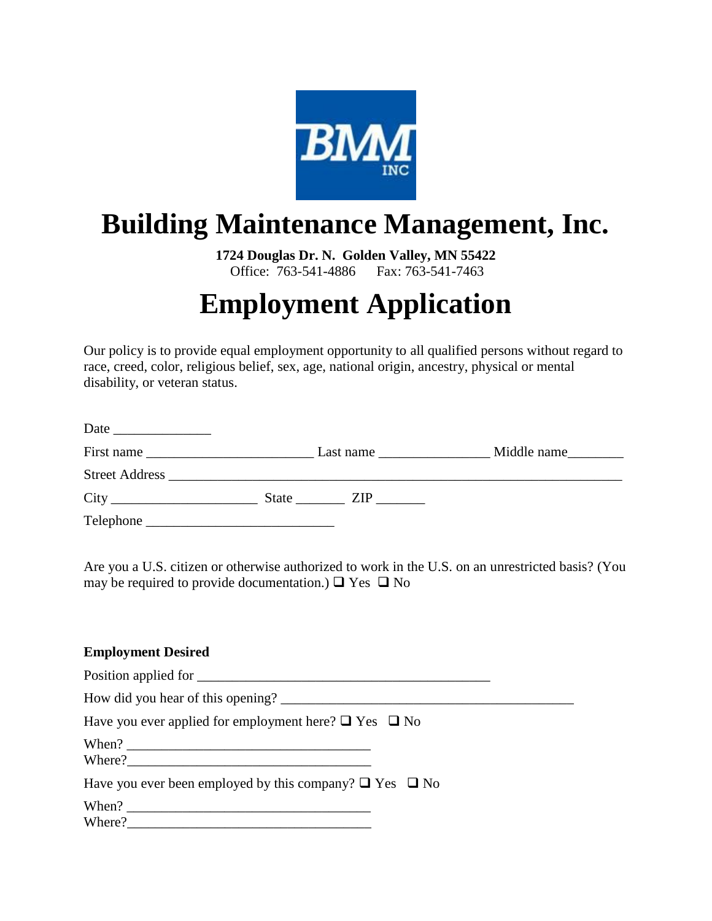# Building Maintenance Management, Inc.

**1724 Douglas Dr. N. Golden Valley, MN 55422**
Office: 763-541-4886 Fax: 763-541-7463

# Employment Application

Our policy is to provide equal employment opportunity to all qualified persons without regard to race, creed, color, religious belief, sex, age, national origin, ancestry, physical or mental disability, or veteran status.

Date ______________

First name ________________________ Last name ________________ Middle name________

Street Address ___________________________________________________________________

City _____________________ State _______ ZIP _______

Telephone ___________________________

Are you a U.S. citizen or otherwise authorized to work in the U.S. on an unrestricted basis? (You may be required to provide documentation.) ❑ Yes ❑ No

**Employment Desired**

Position applied for ___________________________________________

How did you hear of this opening? __________________________________________

Have you ever applied for employment here? ❑ Yes ❑ No

When? ____________________________________
Where?____________________________________

Have you ever been employed by this company? ❑ Yes ❑ No

When? ____________________________________
Where?____________________________________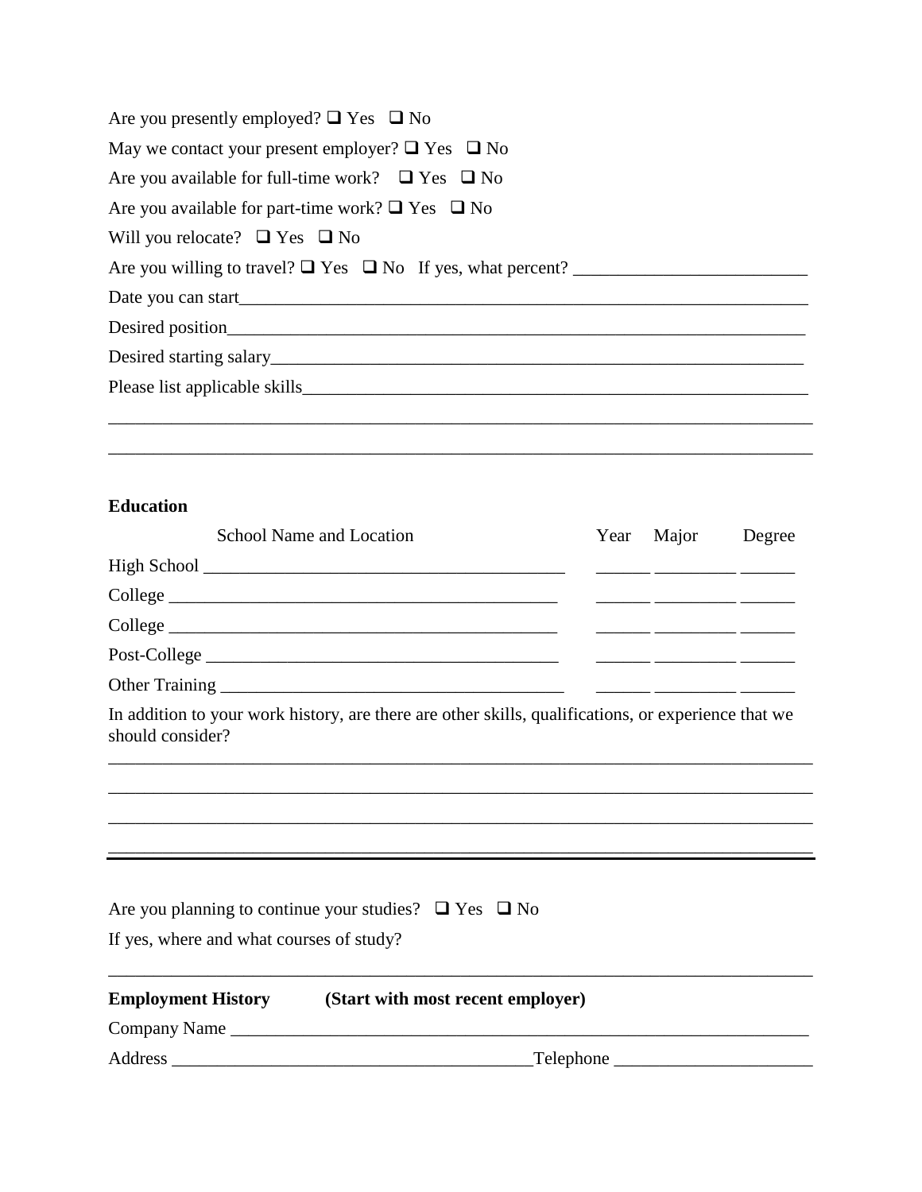Are you presently employed? ❑ Yes ❑ No

May we contact your present employer? ❑ Yes ❑ No

Are you available for full-time work? ❑ Yes ❑ No

Are you available for part-time work? ❑ Yes ❑ No

Will you relocate? ❑ Yes ❑ No

Are you willing to travel? ❑ Yes ❑ No If yes, what percent? ____________________________

Date you can start_______________________________________________________________________

Desired position_________________________________________________________________________

Desired starting salary___________________________________________________________________

Please list applicable skills______________________________________________________________

_____________________________________________________________________________________

_____________________________________________________________________________________

**Education**

| | School Name and Location | Year | Major | Degree |
|---|---|---|---|---|
| High School | ________________________________ | ______ | _________ | ______ |
| College | ________________________________ | ______ | _________ | ______ |
| College | ________________________________ | ______ | _________ | ______ |
| Post-College | ________________________________ | ______ | _________ | ______ |
| Other Training | ________________________________ | ______ | _________ | ______ |

In addition to your work history, are there are other skills, qualifications, or experience that we should consider?

_____________________________________________________________________________________

_____________________________________________________________________________________

_____________________________________________________________________________________

_____________________________________________________________________________________

Are you planning to continue your studies? ❑ Yes ❑ No

If yes, where and what courses of study?

_____________________________________________________________________________________

**Employment History** **(Start with most recent employer)**

Company Name ___________________________________________________________________________

Address ________________________________________Telephone ______________________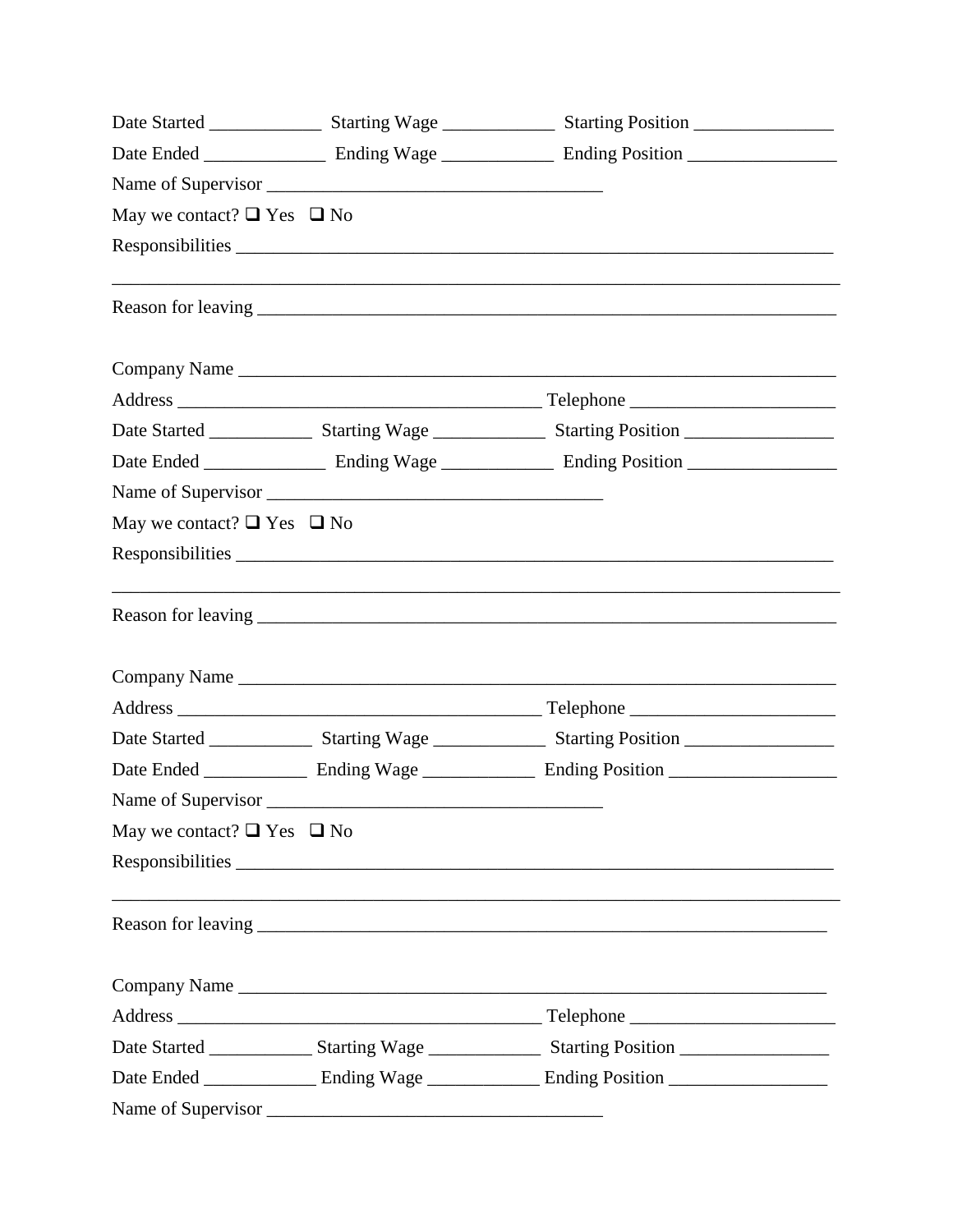Date Started ____________ Starting Wage ____________ Starting Position _______________

Date Ended _____________ Ending Wage ____________ Ending Position ________________

Name of Supervisor ____________________________________

May we contact? ❑ Yes ❑ No

Responsibilities ________________________________________________________________

________________________________________________________________________________

Reason for leaving ______________________________________________________________

Company Name _________________________________________________________________

Address _______________________________________ Telephone _____________________

Date Started ___________ Starting Wage ____________ Starting Position ________________

Date Ended _____________ Ending Wage ____________ Ending Position ________________

Name of Supervisor ____________________________________

May we contact? ❑ Yes ❑ No

Responsibilities ________________________________________________________________

________________________________________________________________________________

Reason for leaving ______________________________________________________________

Company Name _________________________________________________________________

Address _______________________________________ Telephone _____________________

Date Started ___________ Starting Wage ____________ Starting Position ________________

Date Ended ___________ Ending Wage ____________ Ending Position __________________

Name of Supervisor ____________________________________

May we contact? ❑ Yes ❑ No

Responsibilities ________________________________________________________________

________________________________________________________________________________

Reason for leaving _____________________________________________________________

Company Name ________________________________________________________________

Address _______________________________________ Telephone _____________________

Date Started ___________ Starting Wage ____________ Starting Position ________________

Date Ended ____________ Ending Wage ____________ Ending Position _________________

Name of Supervisor ____________________________________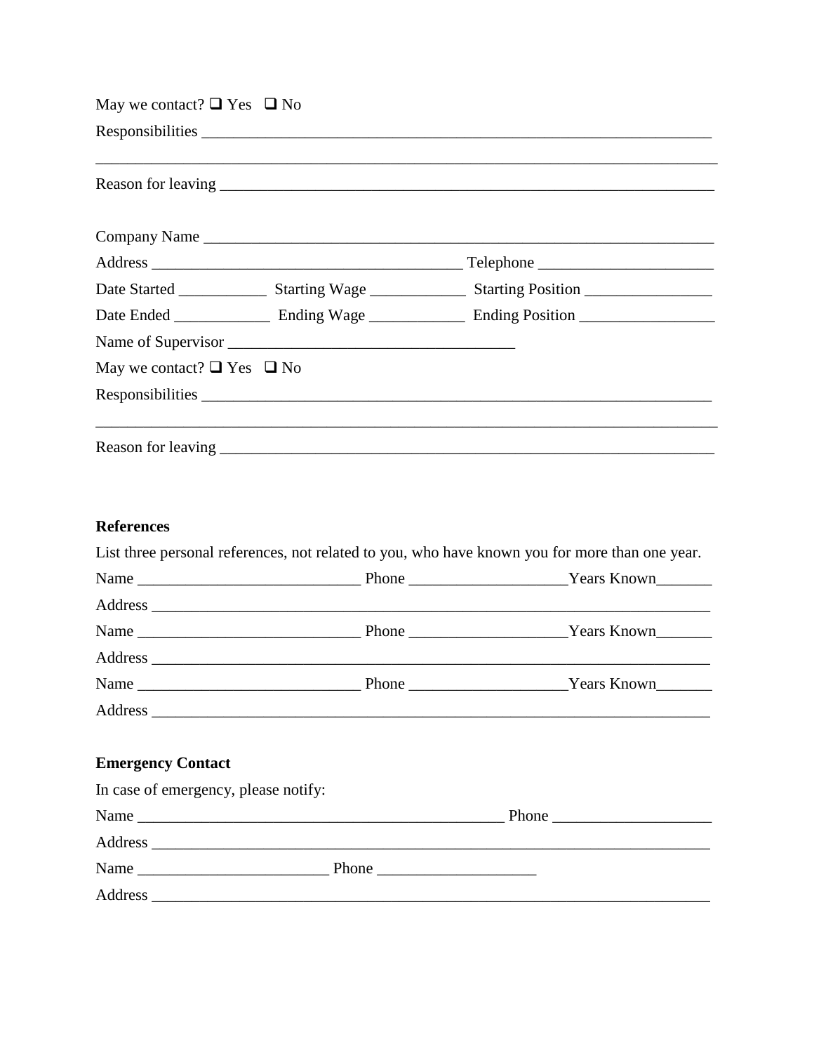May we contact? ❑ Yes ❑ No

Responsibilities ___________________________________________________________________

___________________________________________________________________________________

Reason for leaving _________________________________________________________________

Company Name ____________________________________________________________________

Address ________________________________________ Telephone _____________________

Date Started ___________ Starting Wage ____________ Starting Position ________________

Date Ended ____________ Ending Wage ____________ Ending Position _________________

Name of Supervisor ___________________________________

May we contact? ❑ Yes ❑ No

Responsibilities ___________________________________________________________________

___________________________________________________________________________________

Reason for leaving _________________________________________________________________

**References**

List three personal references, not related to you, who have known you for more than one year.

Name ____________________________ Phone ____________________Years Known_______

Address _________________________________________________________________________

Name ____________________________ Phone ____________________Years Known_______

Address _________________________________________________________________________

Name ____________________________ Phone ____________________Years Known_______

Address _________________________________________________________________________

**Emergency Contact**

In case of emergency, please notify:

Name _______________________________________________ Phone ____________________

Address _________________________________________________________________________

Name ________________________ Phone ____________________

Address _________________________________________________________________________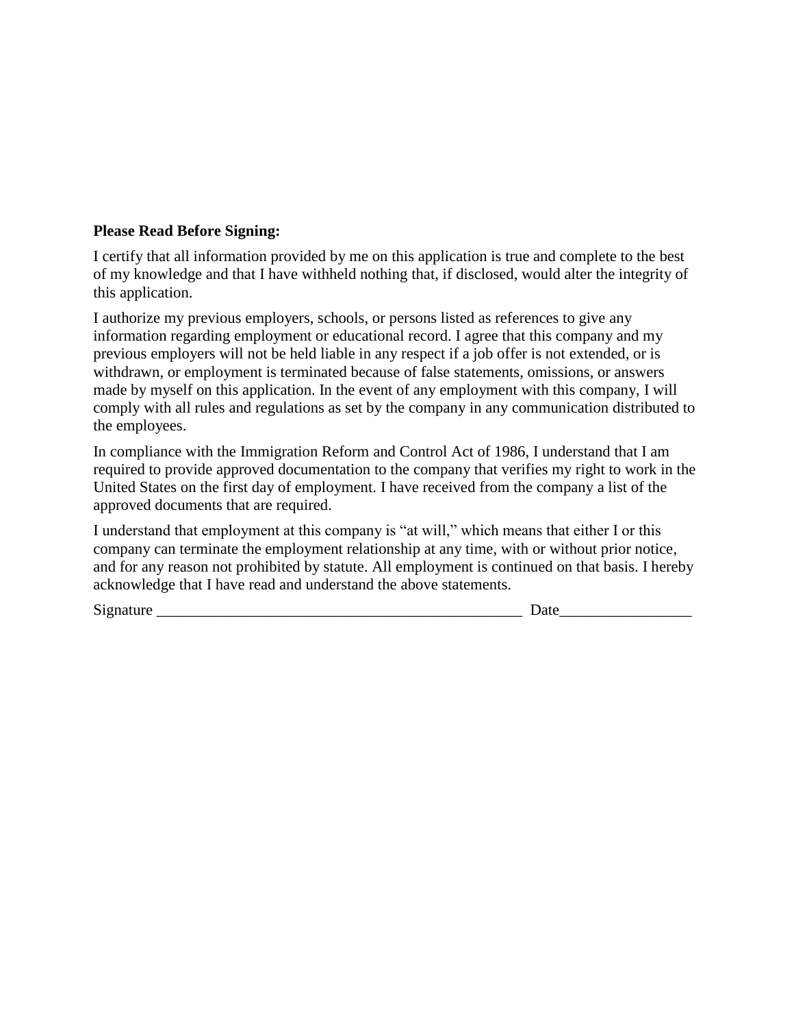**Please Read Before Signing:**

I certify that all information provided by me on this application is true and complete to the best of my knowledge and that I have withheld nothing that, if disclosed, would alter the integrity of this application.

I authorize my previous employers, schools, or persons listed as references to give any information regarding employment or educational record. I agree that this company and my previous employers will not be held liable in any respect if a job offer is not extended, or is withdrawn, or employment is terminated because of false statements, omissions, or answers made by myself on this application. In the event of any employment with this company, I will comply with all rules and regulations as set by the company in any communication distributed to the employees.

In compliance with the Immigration Reform and Control Act of 1986, I understand that I am required to provide approved documentation to the company that verifies my right to work in the United States on the first day of employment. I have received from the company a list of the approved documents that are required.

I understand that employment at this company is "at will," which means that either I or this company can terminate the employment relationship at any time, with or without prior notice, and for any reason not prohibited by statute. All employment is continued on that basis. I hereby acknowledge that I have read and understand the above statements.

Signature _________________________________________________ Date_________________